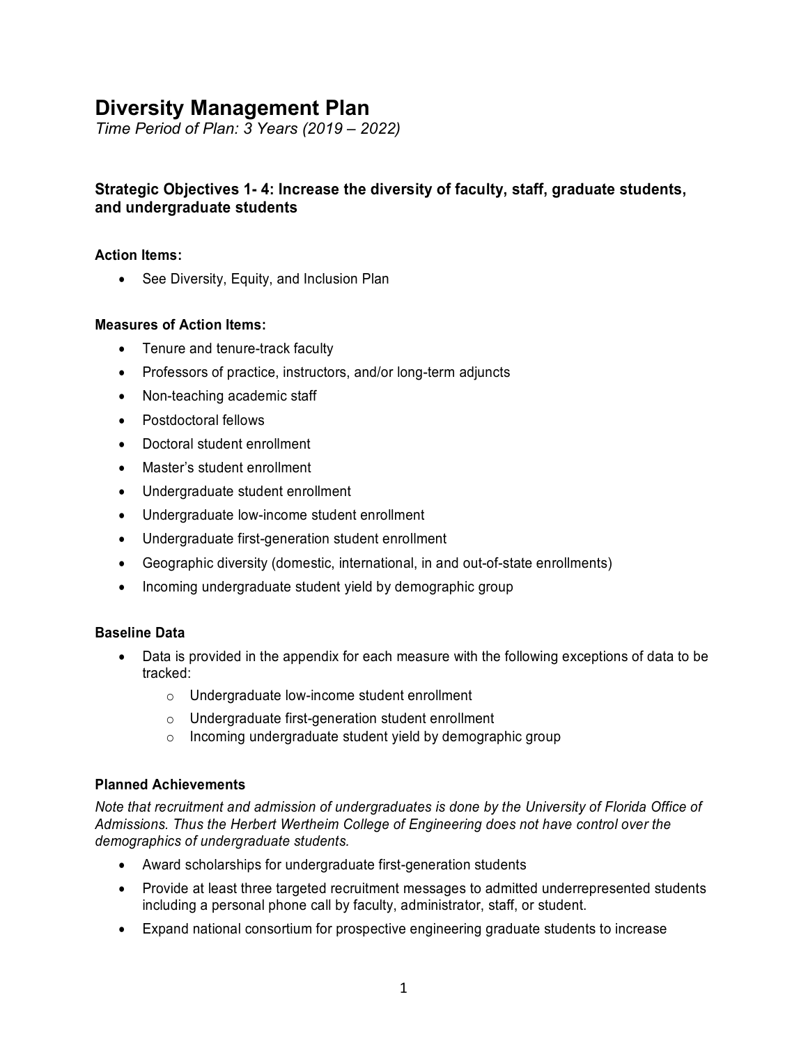# Diversity Management Plan

*Time Period of Plan: 3 Years (2019 – 2022)*

### Strategic Objectives 1- 4: Increase the diversity of faculty, staff, graduate students, and undergraduate students

**Action Items:**

- See Diversity, Equity, and Inclusion Plan

**Measures of Action Items:**

- Tenure and tenure-track faculty
- Professors of practice, instructors, and/or long-term adjuncts
- Non-teaching academic staff
- Postdoctoral fellows
- Doctoral student enrollment
- Master's student enrollment
- Undergraduate student enrollment
- Undergraduate low-income student enrollment
- Undergraduate first-generation student enrollment
- Geographic diversity (domestic, international, in and out-of-state enrollments)
- Incoming undergraduate student yield by demographic group

**Baseline Data**

- Data is provided in the appendix for each measure with the following exceptions of data to be tracked:
    - Undergraduate low-income student enrollment
    - Undergraduate first-generation student enrollment
    - Incoming undergraduate student yield by demographic group

**Planned Achievements**

*Note that recruitment and admission of undergraduates is done by the University of Florida Office of Admissions. Thus the Herbert Wertheim College of Engineering does not have control over the demographics of undergraduate students.*

- Award scholarships for undergraduate first-generation students
- Provide at least three targeted recruitment messages to admitted underrepresented students including a personal phone call by faculty, administrator, staff, or student.
- Expand national consortium for prospective engineering graduate students to increase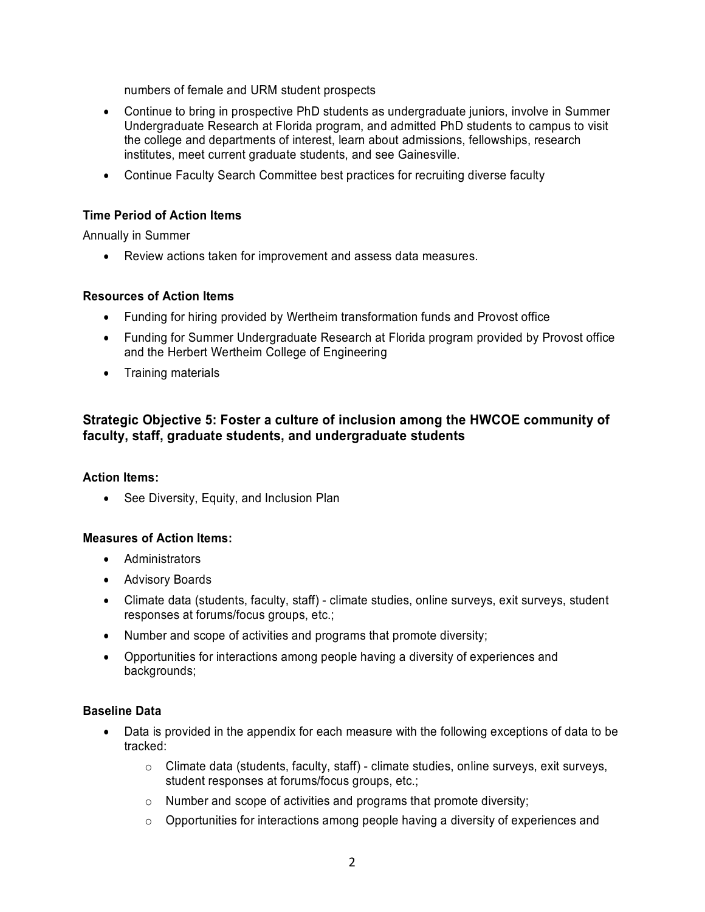numbers of female and URM student prospects

- Continue to bring in prospective PhD students as undergraduate juniors, involve in Summer Undergraduate Research at Florida program, and admitted PhD students to campus to visit the college and departments of interest, learn about admissions, fellowships, research institutes, meet current graduate students, and see Gainesville.
- Continue Faculty Search Committee best practices for recruiting diverse faculty

**Time Period of Action Items**

Annually in Summer

- Review actions taken for improvement and assess data measures.

**Resources of Action Items**

- Funding for hiring provided by Wertheim transformation funds and Provost office
- Funding for Summer Undergraduate Research at Florida program provided by Provost office and the Herbert Wertheim College of Engineering
- Training materials

### Strategic Objective 5: Foster a culture of inclusion among the HWCOE community of faculty, staff, graduate students, and undergraduate students

**Action Items:**

- See Diversity, Equity, and Inclusion Plan

**Measures of Action Items:**

- Administrators
- Advisory Boards
- Climate data (students, faculty, staff) - climate studies, online surveys, exit surveys, student responses at forums/focus groups, etc.;
- Number and scope of activities and programs that promote diversity;
- Opportunities for interactions among people having a diversity of experiences and backgrounds;

**Baseline Data**

- Data is provided in the appendix for each measure with the following exceptions of data to be tracked:
  - Climate data (students, faculty, staff) - climate studies, online surveys, exit surveys, student responses at forums/focus groups, etc.;
  - Number and scope of activities and programs that promote diversity;
  - Opportunities for interactions among people having a diversity of experiences and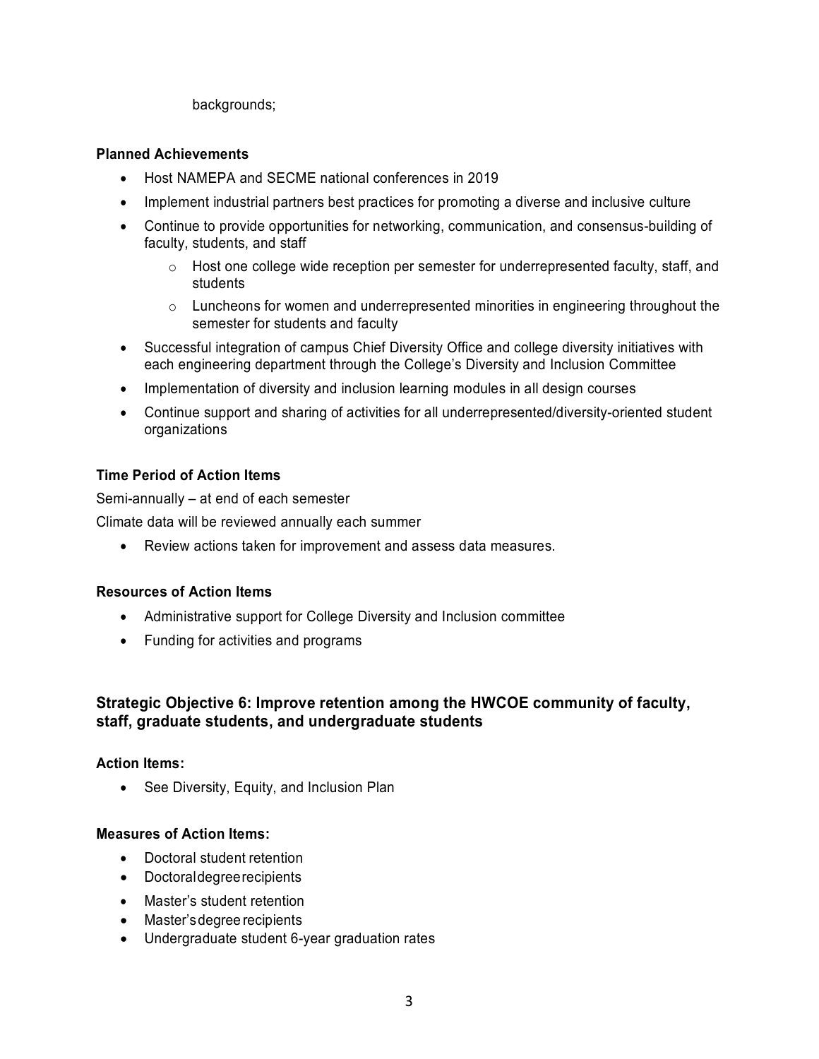backgrounds;

**Planned Achievements**

- Host NAMEPA and SECME national conferences in 2019
- Implement industrial partners best practices for promoting a diverse and inclusive culture
- Continue to provide opportunities for networking, communication, and consensus-building of faculty, students, and staff
    - Host one college wide reception per semester for underrepresented faculty, staff, and students
    - Luncheons for women and underrepresented minorities in engineering throughout the semester for students and faculty
- Successful integration of campus Chief Diversity Office and college diversity initiatives with each engineering department through the College's Diversity and Inclusion Committee
- Implementation of diversity and inclusion learning modules in all design courses
- Continue support and sharing of activities for all underrepresented/diversity-oriented student organizations

**Time Period of Action Items**

Semi-annually – at end of each semester

Climate data will be reviewed annually each summer

- Review actions taken for improvement and assess data measures.

**Resources of Action Items**

- Administrative support for College Diversity and Inclusion committee
- Funding for activities and programs

### Strategic Objective 6: Improve retention among the HWCOE community of faculty, staff, graduate students, and undergraduate students

**Action Items:**

- See Diversity, Equity, and Inclusion Plan

**Measures of Action Items:**

- Doctoral student retention
- Doctoral degree recipients
- Master's student retention
- Master's degree recipients
- Undergraduate student 6-year graduation rates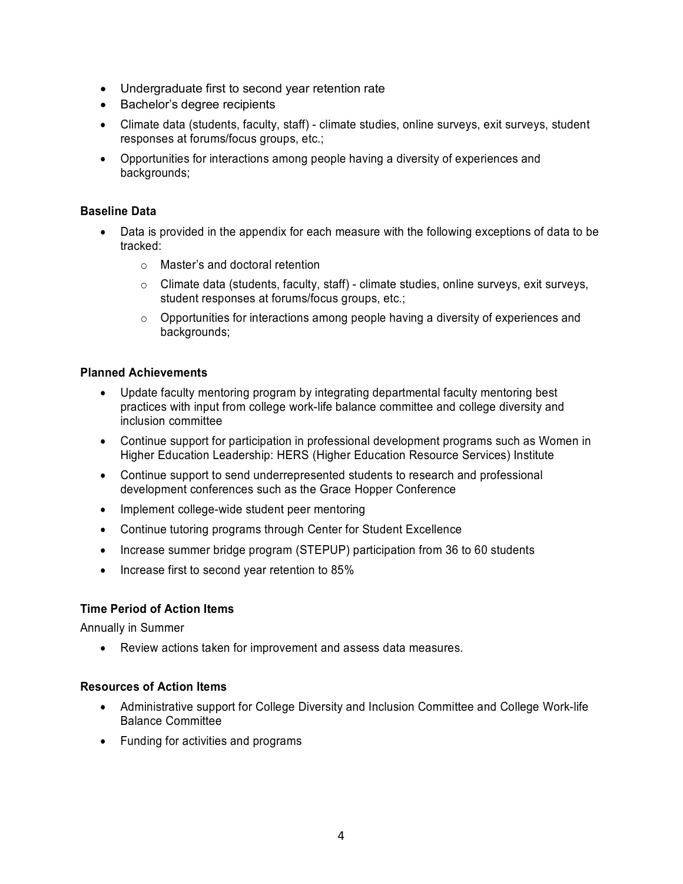- Undergraduate first to second year retention rate
- Bachelor's degree recipients
- Climate data (students, faculty, staff) - climate studies, online surveys, exit surveys, student responses at forums/focus groups, etc.;
- Opportunities for interactions among people having a diversity of experiences and backgrounds;

**Baseline Data**

- Data is provided in the appendix for each measure with the following exceptions of data to be tracked:
  - Master's and doctoral retention
  - Climate data (students, faculty, staff) - climate studies, online surveys, exit surveys, student responses at forums/focus groups, etc.;
  - Opportunities for interactions among people having a diversity of experiences and backgrounds;

**Planned Achievements**

- Update faculty mentoring program by integrating departmental faculty mentoring best practices with input from college work-life balance committee and college diversity and inclusion committee
- Continue support for participation in professional development programs such as Women in Higher Education Leadership: HERS (Higher Education Resource Services) Institute
- Continue support to send underrepresented students to research and professional development conferences such as the Grace Hopper Conference
- Implement college-wide student peer mentoring
- Continue tutoring programs through Center for Student Excellence
- Increase summer bridge program (STEPUP) participation from 36 to 60 students
- Increase first to second year retention to 85%

**Time Period of Action Items**

Annually in Summer

- Review actions taken for improvement and assess data measures.

**Resources of Action Items**

- Administrative support for College Diversity and Inclusion Committee and College Work-life Balance Committee
- Funding for activities and programs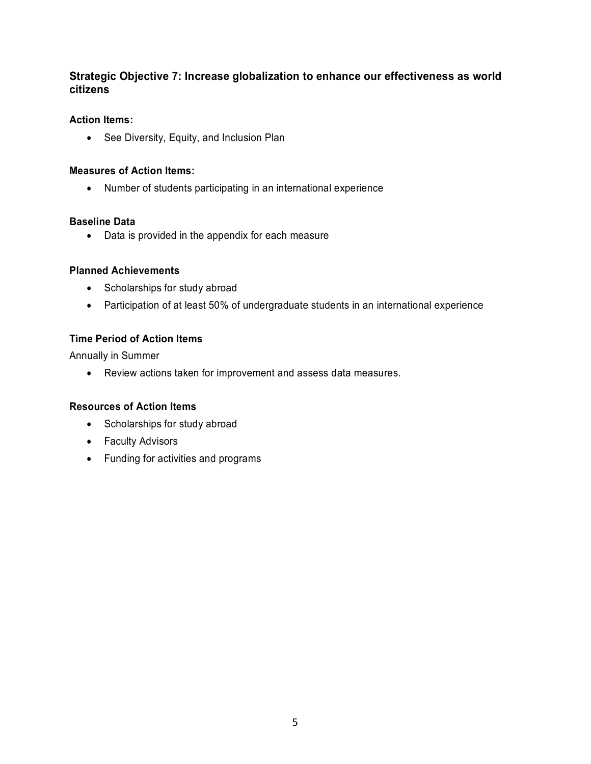### Strategic Objective 7: Increase globalization to enhance our effectiveness as world citizens

**Action Items:**

- See Diversity, Equity, and Inclusion Plan

**Measures of Action Items:**

- Number of students participating in an international experience

**Baseline Data**

- Data is provided in the appendix for each measure

**Planned Achievements**

- Scholarships for study abroad
- Participation of at least 50% of undergraduate students in an international experience

**Time Period of Action Items**

Annually in Summer

- Review actions taken for improvement and assess data measures.

**Resources of Action Items**

- Scholarships for study abroad
- Faculty Advisors
- Funding for activities and programs